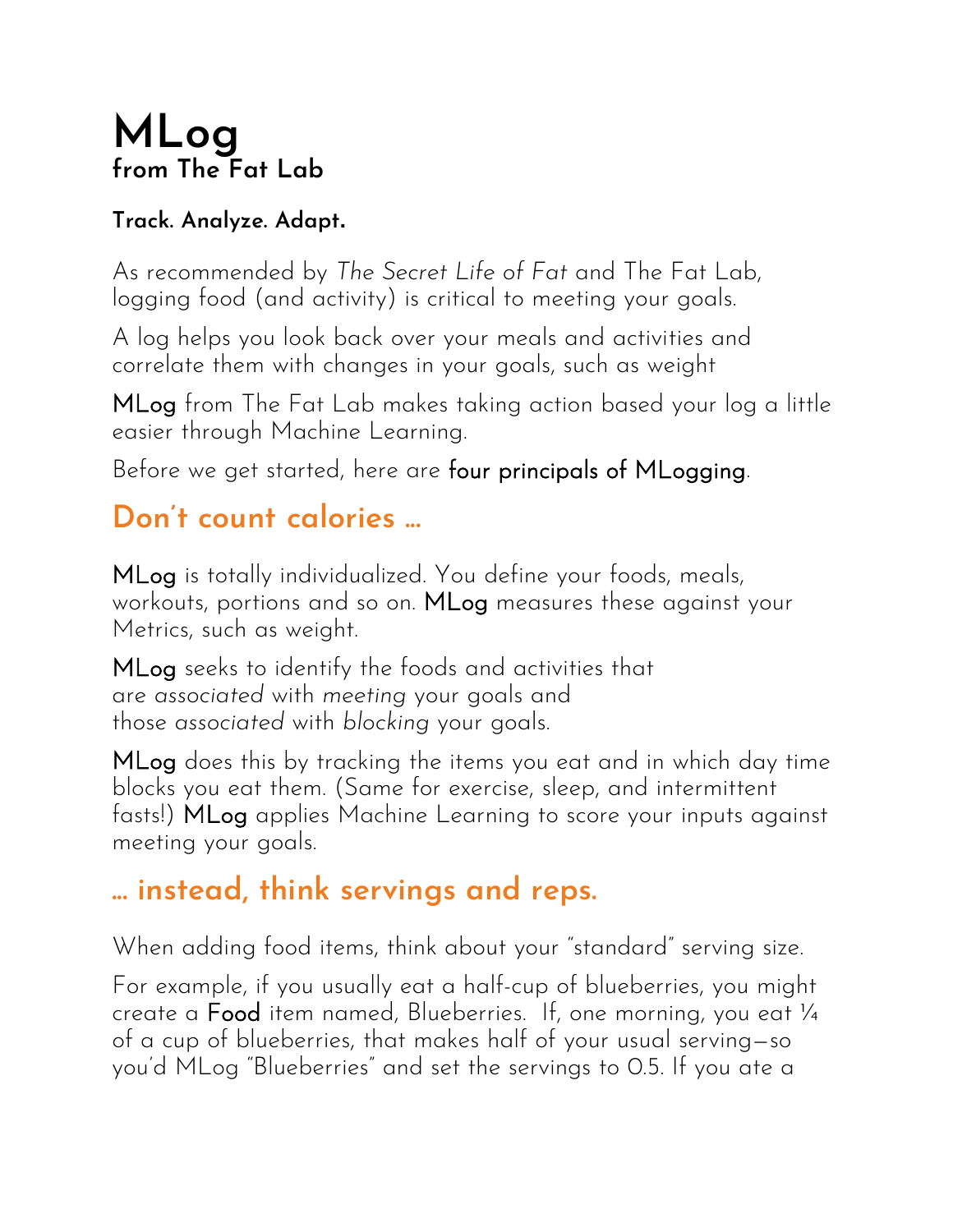# MLog

**from The Fat Lab**

**Track. Analyze. Adapt.**

As recommended by *The Secret Life of Fat* and The Fat Lab, logging food (and activity) is critical to meeting your goals.

A log helps you look back over your meals and activities and correlate them with changes in your goals, such as weight

MLog from The Fat Lab makes taking action based your log a little easier through Machine Learning.

Before we get started, here are four principals of MLogging.

## Don't count calories …

MLog is totally individualized. You define your foods, meals, workouts, portions and so on. MLog measures these against your Metrics, such as weight.

MLog seeks to identify the foods and activities that are *associated* with *meeting* your goals and those *associated* with *blocking* your goals.

MLog does this by tracking the items you eat and in which day time blocks you eat them. (Same for exercise, sleep, and intermittent fasts!) MLog applies Machine Learning to score your inputs against meeting your goals.

## … instead, think servings and reps.

When adding food items, think about your "standard" serving size.

For example, if you usually eat a half-cup of blueberries, you might create a Food item named, Blueberries. If, one morning, you eat ¼ of a cup of blueberries, that makes half of your usual serving—so you'd MLog "Blueberries" and set the servings to 0.5. If you ate a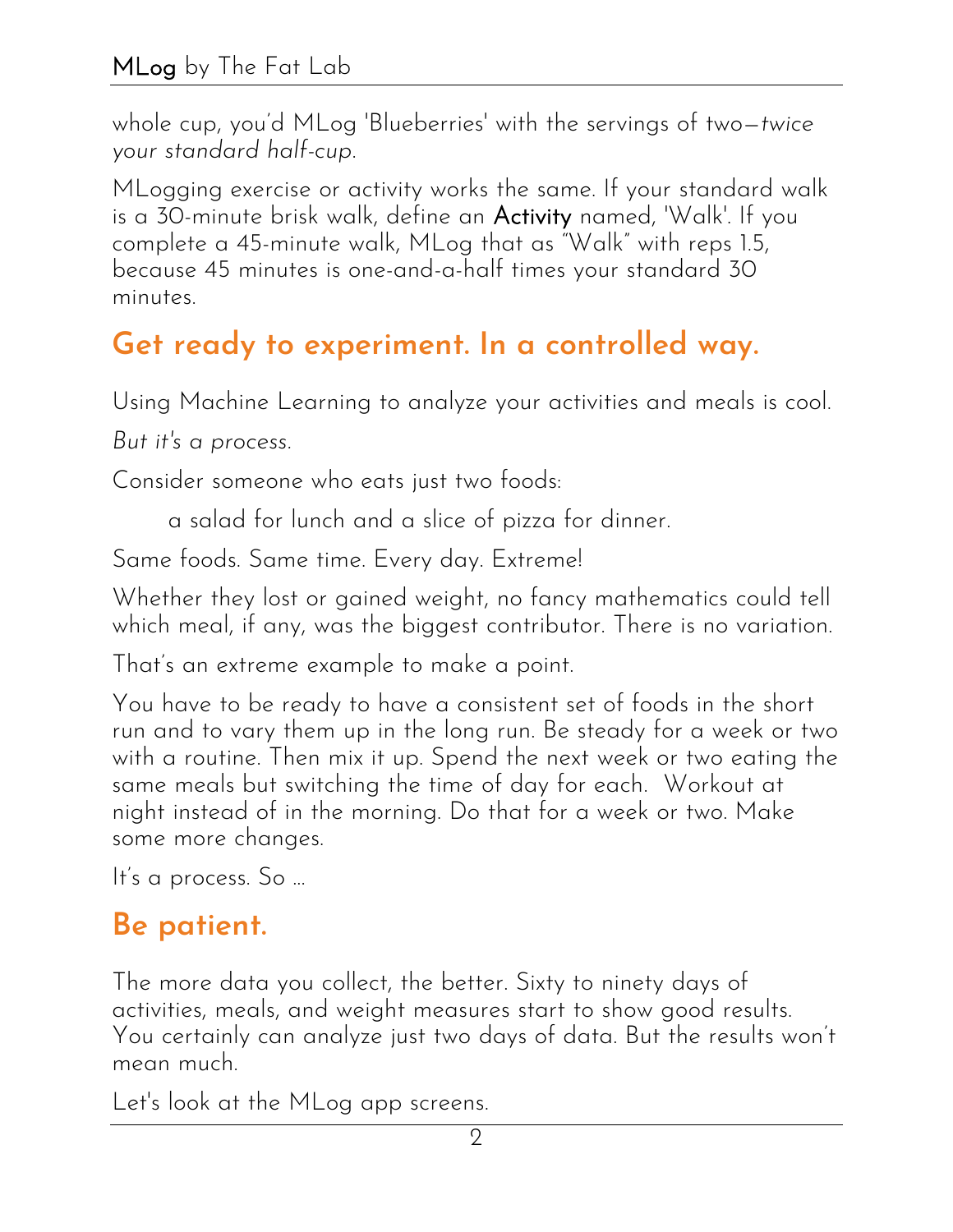whole cup, you'd MLog 'Blueberries' with the servings of two—*twice your standard half-cup*.

MLogging exercise or activity works the same. If your standard walk is a 30-minute brisk walk, define an **Activity** named, 'Walk'. If you complete a 45-minute walk, MLog that as "Walk" with reps 1.5, because 45 minutes is one-and-a-half times your standard 30 minutes.

## Get ready to experiment. In a controlled way.

Using Machine Learning to analyze your activities and meals is cool.

*But it's a process.*

Consider someone who eats just two foods:

> a salad for lunch and a slice of pizza for dinner.

Same foods. Same time. Every day. Extreme!

Whether they lost or gained weight, no fancy mathematics could tell which meal, if any, was the biggest contributor. There is no variation.

That's an extreme example to make a point.

You have to be ready to have a consistent set of foods in the short run and to vary them up in the long run. Be steady for a week or two with a routine. Then mix it up. Spend the next week or two eating the same meals but switching the time of day for each. Workout at night instead of in the morning. Do that for a week or two. Make some more changes.

It's a process. So …

## Be patient.

The more data you collect, the better. Sixty to ninety days of activities, meals, and weight measures start to show good results. You certainly can analyze just two days of data. But the results won't mean much.

Let's look at the MLog app screens.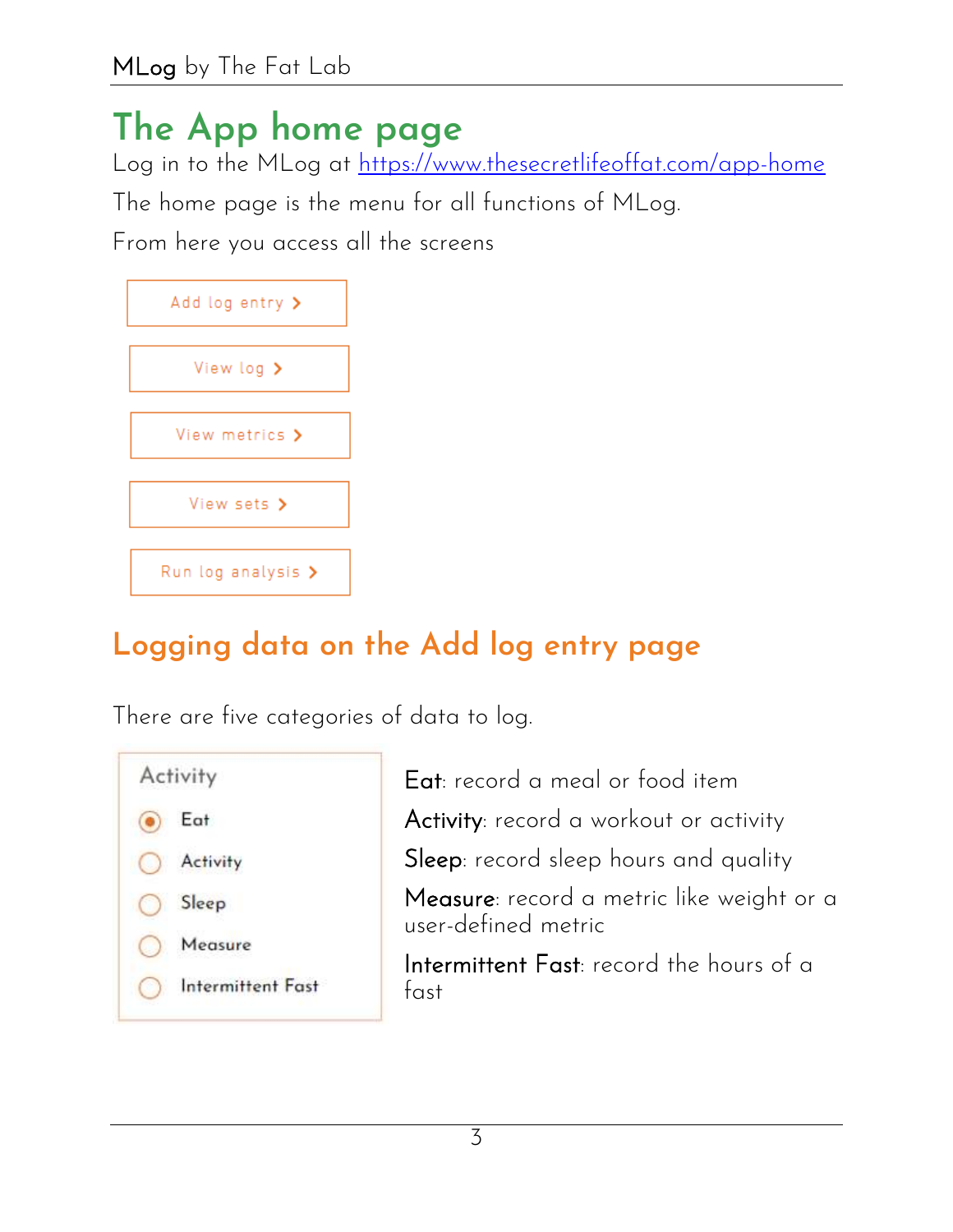# The App home page

Log in to the MLog at https://www.thesecretlifeoffat.com/app-home

The home page is the menu for all functions of MLog.

From here you access all the screens

- Add log entry >
- View log >
- View metrics >
- View sets >
- Run log analysis >

## Logging data on the Add log entry page

There are five categories of data to log.

Activity

- Eat
- Activity
- Sleep
- Measure
- Intermittent Fast

**Eat**: record a meal or food item

**Activity**: record a workout or activity

**Sleep**: record sleep hours and quality

**Measure**: record a metric like weight or a user-defined metric

**Intermittent Fast**: record the hours of a fast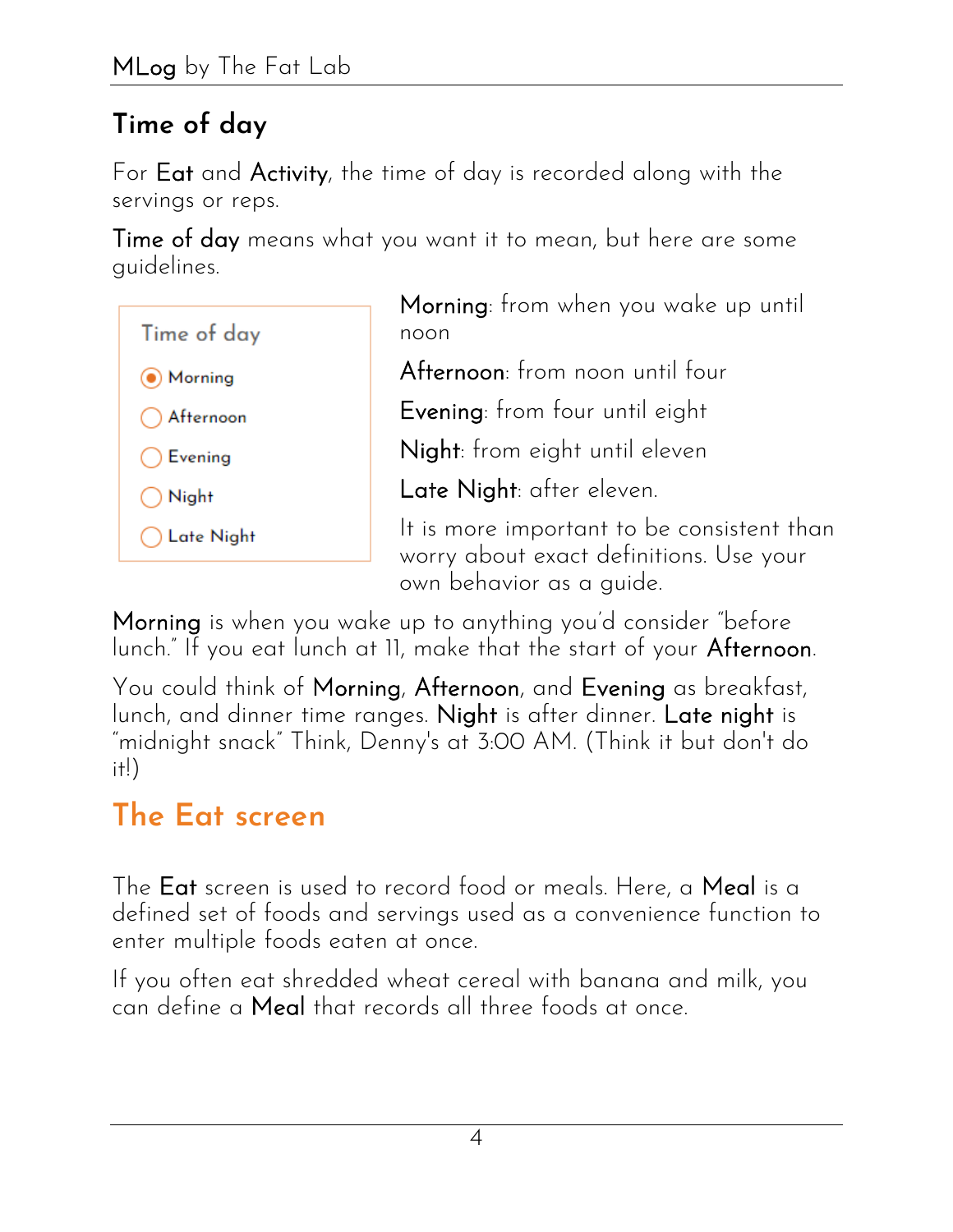## Time of day

For **Eat** and **Activity**, the time of day is recorded along with the servings or reps.

**Time of day** means what you want it to mean, but here are some guidelines.

Time of day

- (•) Morning
- ( ) Afternoon
- ( ) Evening
- ( ) Night
- ( ) Late Night

**Morning**: from when you wake up until noon

**Afternoon**: from noon until four

**Evening**: from four until eight

**Night**: from eight until eleven

**Late Night**: after eleven.

It is more important to be consistent than worry about exact definitions. Use your own behavior as a guide.

**Morning** is when you wake up to anything you'd consider "before lunch." If you eat lunch at 11, make that the start of your **Afternoon**.

You could think of **Morning**, **Afternoon**, and **Evening** as breakfast, lunch, and dinner time ranges. **Night** is after dinner. **Late night** is "midnight snack" Think, Denny's at 3:00 AM. (Think it but don't do it!)

# The Eat screen

The **Eat** screen is used to record food or meals. Here, a **Meal** is a defined set of foods and servings used as a convenience function to enter multiple foods eaten at once.

If you often eat shredded wheat cereal with banana and milk, you can define a **Meal** that records all three foods at once.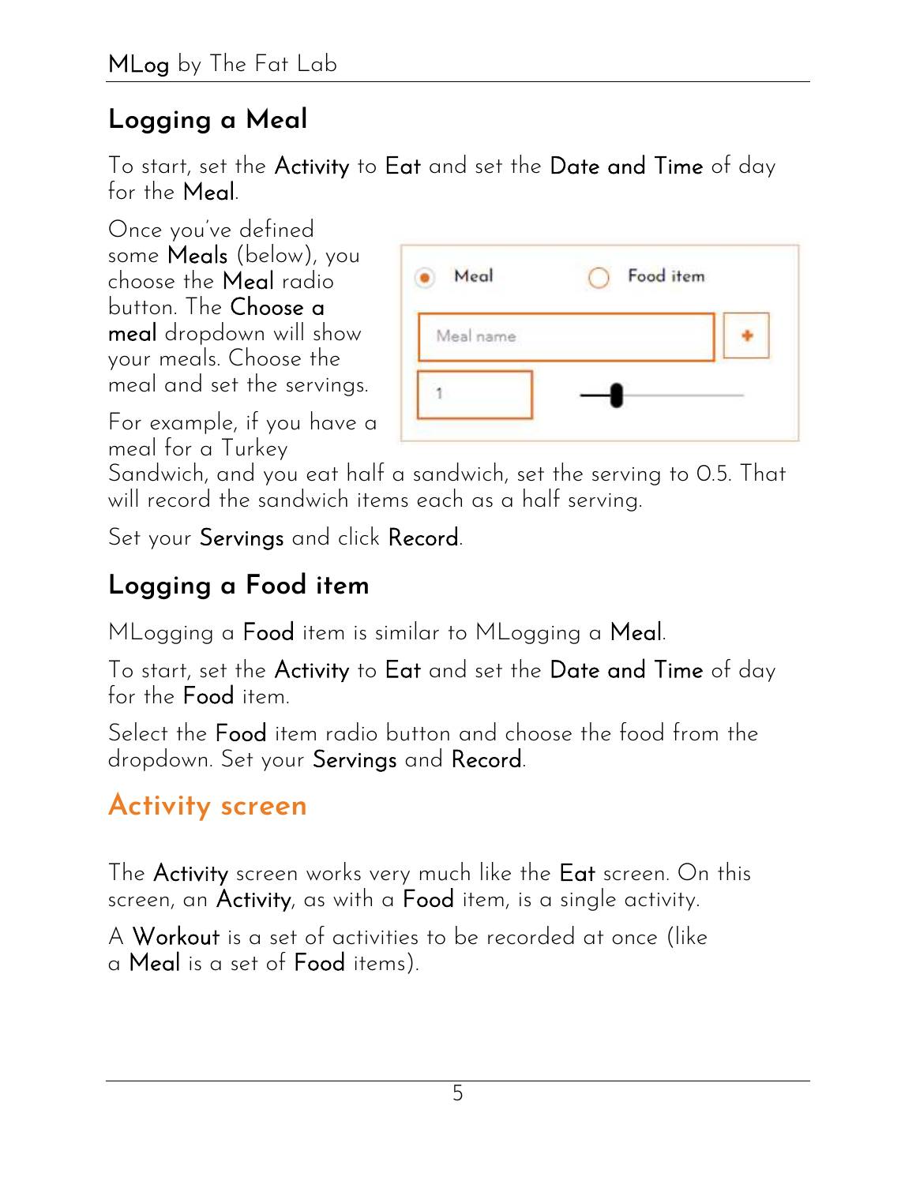## Logging a Meal

To start, set the **Activity** to **Eat** and set the **Date and Time** of day for the **Meal**.

Once you've defined some **Meals** (below), you choose the **Meal** radio button. The **Choose a meal** dropdown will show your meals. Choose the meal and set the servings.

For example, if you have a meal for a Turkey Sandwich, and you eat half a sandwich, set the serving to 0.5. That will record the sandwich items each as a half serving.

Set your **Servings** and click **Record**.

## Logging a Food item

MLogging a **Food** item is similar to MLogging a **Meal**.

To start, set the **Activity** to **Eat** and set the **Date and Time** of day for the **Food** item.

Select the **Food** item radio button and choose the food from the dropdown. Set your **Servings** and **Record**.

# Activity screen

The **Activity** screen works very much like the **Eat** screen. On this screen, an **Activity**, as with a **Food** item, is a single activity.

A **Workout** is a set of activities to be recorded at once (like a **Meal** is a set of **Food** items).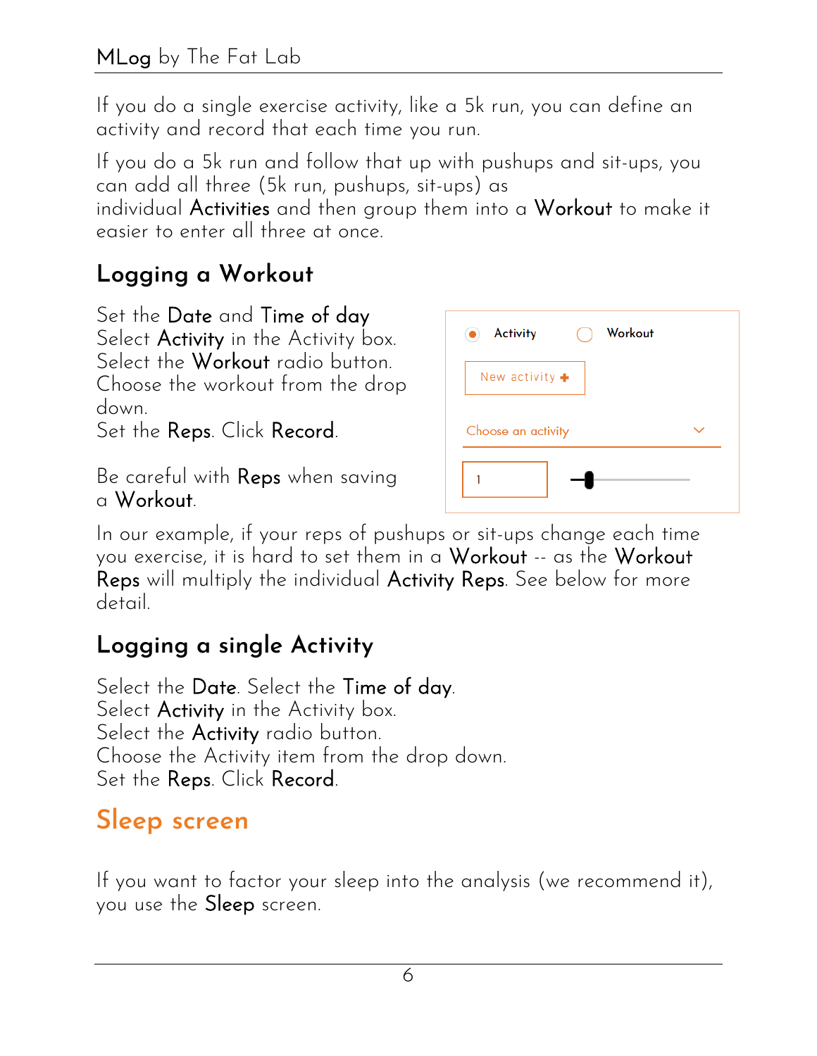If you do a single exercise activity, like a 5k run, you can define an activity and record that each time you run.

If you do a 5k run and follow that up with pushups and sit-ups, you can add all three (5k run, pushups, sit-ups) as individual **Activities** and then group them into a **Workout** to make it easier to enter all three at once.

## Logging a Workout

Set the **Date** and **Time of day**
Select **Activity** in the Activity box.
Select the **Workout** radio button.
Choose the workout from the drop down.
Set the **Reps**. Click **Record**.

Be careful with **Reps** when saving a **Workout**.

In our example, if your reps of pushups or sit-ups change each time you exercise, it is hard to set them in a **Workout** -- as the **Workout Reps** will multiply the individual **Activity Reps**. See below for more detail.

## Logging a single Activity

Select the **Date**. Select the **Time of day**.
Select **Activity** in the Activity box.
Select the **Activity** radio button.
Choose the Activity item from the drop down.
Set the **Reps**. Click **Record**.

# Sleep screen

If you want to factor your sleep into the analysis (we recommend it), you use the **Sleep** screen.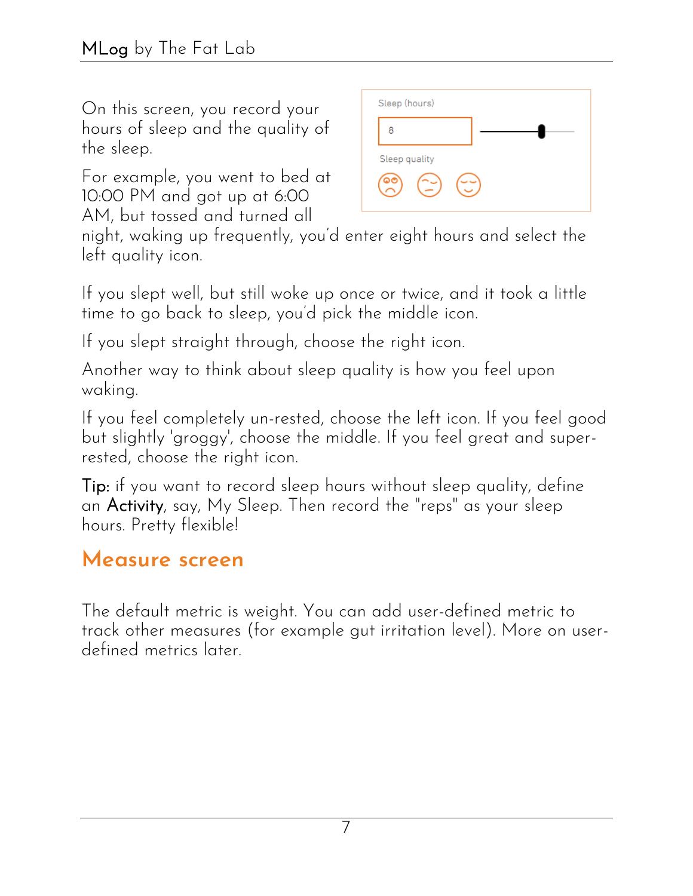On this screen, you record your hours of sleep and the quality of the sleep.

For example, you went to bed at 10:00 PM and got up at 6:00 AM, but tossed and turned all night, waking up frequently, you'd enter eight hours and select the left quality icon.

If you slept well, but still woke up once or twice, and it took a little time to go back to sleep, you'd pick the middle icon.

If you slept straight through, choose the right icon.

Another way to think about sleep quality is how you feel upon waking.

If you feel completely un-rested, choose the left icon. If you feel good but slightly 'groggy', choose the middle. If you feel great and super-rested, choose the right icon.

**Tip:** if you want to record sleep hours without sleep quality, define an **Activity**, say, My Sleep. Then record the "reps" as your sleep hours. Pretty flexible!

## Measure screen

The default metric is weight. You can add user-defined metric to track other measures (for example gut irritation level). More on user-defined metrics later.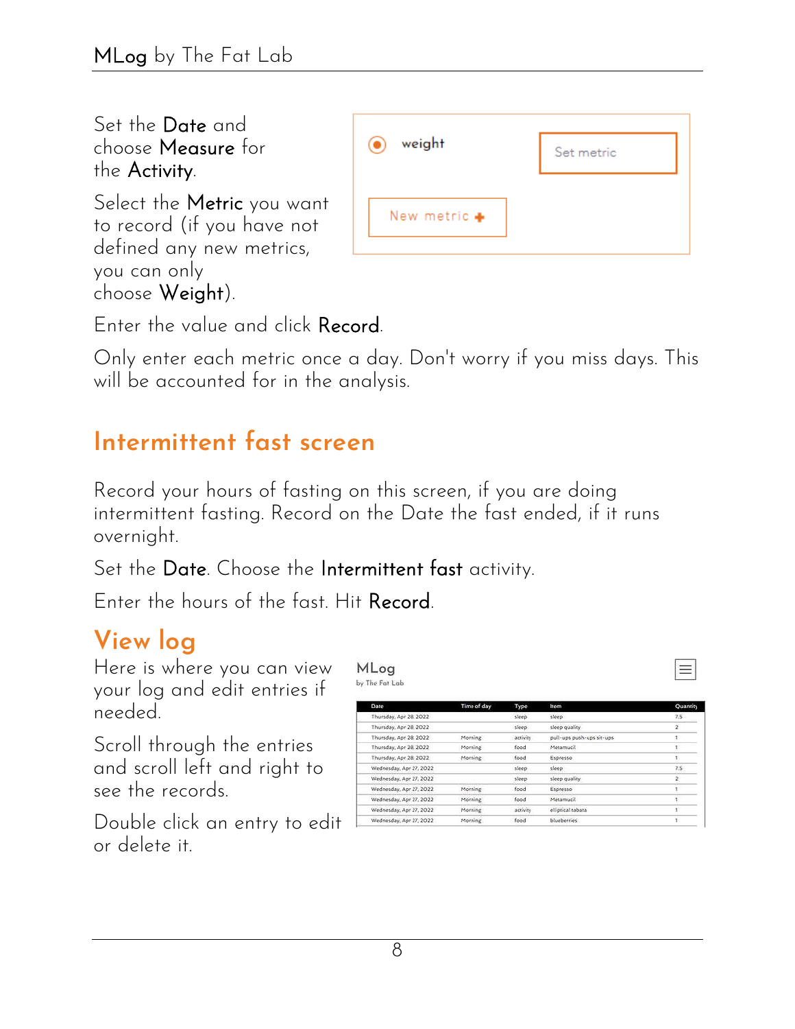Set the **Date** and choose **Measure** for the **Activity**.

Select the **Metric** you want to record (if you have not defined any new metrics, you can only choose **Weight**).

weight

Set metric

New metric +

Enter the value and click **Record**.

Only enter each metric once a day. Don't worry if you miss days. This will be accounted for in the analysis.

## Intermittent fast screen

Record your hours of fasting on this screen, if you are doing intermittent fasting. Record on the Date the fast ended, if it runs overnight.

Set the **Date**. Choose the **Intermittent fast** activity.

Enter the hours of the fast. Hit **Record**.

## View log

Here is where you can view your log and edit entries if needed.

Scroll through the entries and scroll left and right to see the records.

Double click an entry to edit or delete it.

MLog
by The Fat Lab

| Date | Time of day | Type | Item | Quantity |
|---|---|---|---|---|
| Thursday, Apr 28, 2022 | | sleep | sleep | 7.5 |
| Thursday, Apr 28, 2022 | | sleep | sleep quality | 2 |
| Thursday, Apr 28, 2022 | Morning | activity | pull-ups push-ups sit-ups | 1 |
| Thursday, Apr 28, 2022 | Morning | food | Metamucil | 1 |
| Thursday, Apr 28, 2022 | Morning | food | Espresso | 1 |
| Wednesday, Apr 27, 2022 | | sleep | sleep | 7.5 |
| Wednesday, Apr 27, 2022 | | sleep | sleep quality | 2 |
| Wednesday, Apr 27, 2022 | Morning | food | Espresso | 1 |
| Wednesday, Apr 27, 2022 | Morning | food | Metamucil | 1 |
| Wednesday, Apr 27, 2022 | Morning | activity | elliptical tabata | 1 |
| Wednesday, Apr 27, 2022 | Morning | food | blueberries | 1 |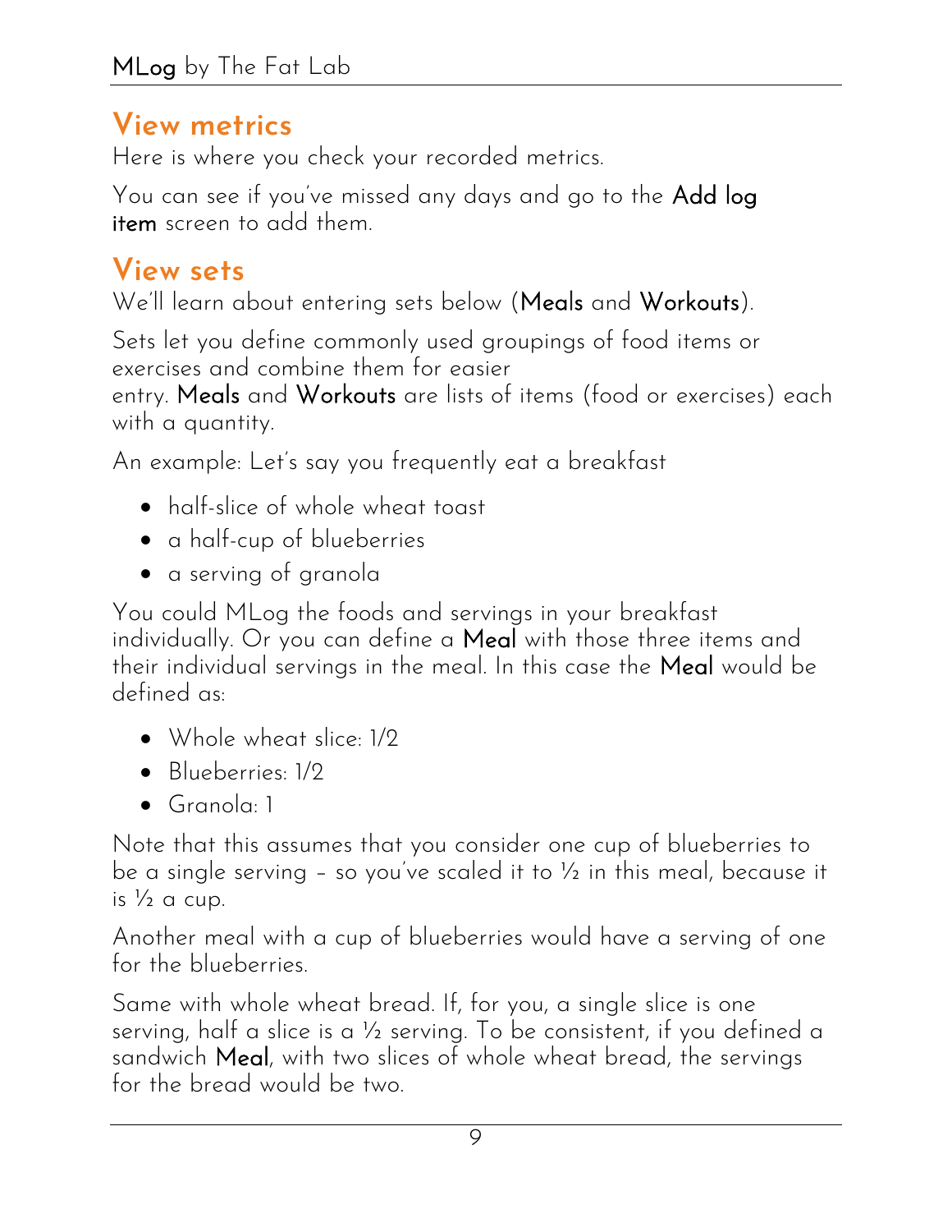## View metrics

Here is where you check your recorded metrics.

You can see if you've missed any days and go to the **Add log item** screen to add them.

## View sets

We'll learn about entering sets below (**Meals** and **Workouts**).

Sets let you define commonly used groupings of food items or exercises and combine them for easier entry. **Meals** and **Workouts** are lists of items (food or exercises) each with a quantity.

An example: Let's say you frequently eat a breakfast

- half-slice of whole wheat toast
- a half-cup of blueberries
- a serving of granola

You could MLog the foods and servings in your breakfast individually. Or you can define a **Meal** with those three items and their individual servings in the meal. In this case the **Meal** would be defined as:

- Whole wheat slice: 1/2
- Blueberries: 1/2
- Granola: 1

Note that this assumes that you consider one cup of blueberries to be a single serving – so you've scaled it to ½ in this meal, because it is ½ a cup.

Another meal with a cup of blueberries would have a serving of one for the blueberries.

Same with whole wheat bread. If, for you, a single slice is one serving, half a slice is a ½ serving. To be consistent, if you defined a sandwich **Meal**, with two slices of whole wheat bread, the servings for the bread would be two.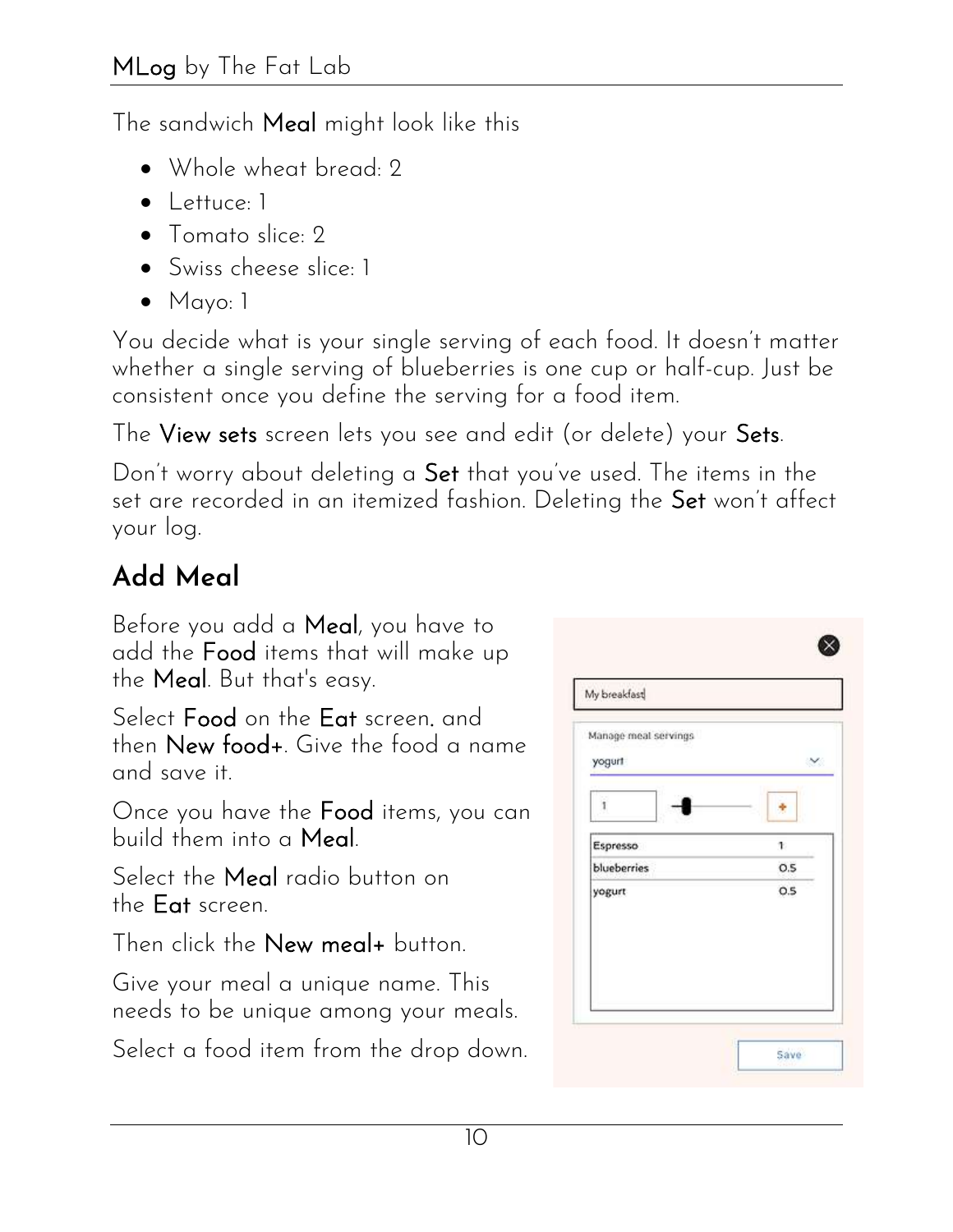The sandwich **Meal** might look like this

- Whole wheat bread: 2
- Lettuce: 1
- Tomato slice: 2
- Swiss cheese slice: 1
- Mayo: 1

You decide what is your single serving of each food. It doesn't matter whether a single serving of blueberries is one cup or half-cup. Just be consistent once you define the serving for a food item.

The **View sets** screen lets you see and edit (or delete) your **Sets**.

Don't worry about deleting a **Set** that you've used. The items in the set are recorded in an itemized fashion. Deleting the **Set** won't affect your log.

## Add Meal

Before you add a **Meal**, you have to add the **Food** items that will make up the **Meal**. But that's easy.

Select **Food** on the **Eat** screen, and then **New food+**. Give the food a name and save it.

Once you have the **Food** items, you can build them into a **Meal**.

Select the **Meal** radio button on the **Eat** screen.

Then click the **New meal+** button.

Give your meal a unique name. This needs to be unique among your meals.

Select a food item from the drop down.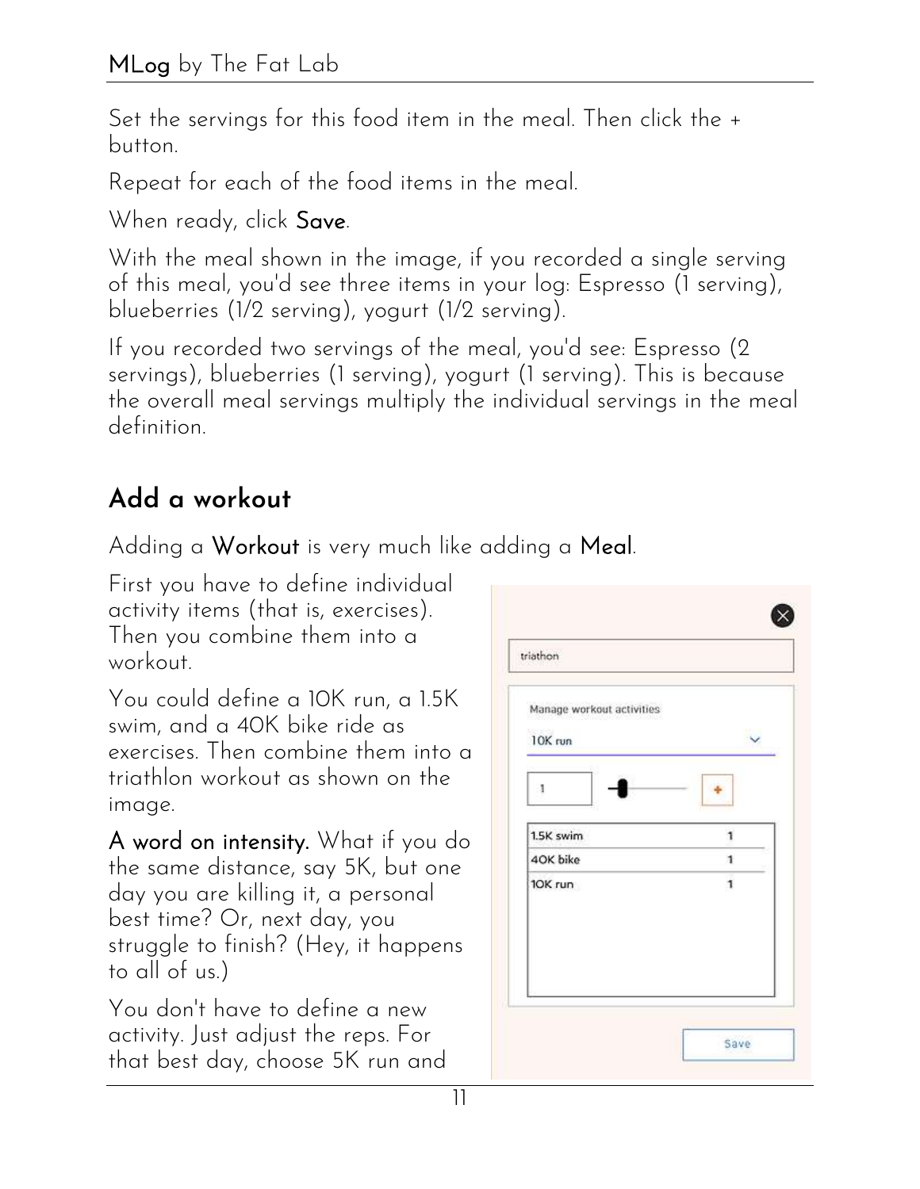Set the servings for this food item in the meal. Then click the + button.

Repeat for each of the food items in the meal.

When ready, click **Save**.

With the meal shown in the image, if you recorded a single serving of this meal, you'd see three items in your log: Espresso (1 serving), blueberries (1/2 serving), yogurt (1/2 serving).

If you recorded two servings of the meal, you'd see: Espresso (2 servings), blueberries (1 serving), yogurt (1 serving). This is because the overall meal servings multiply the individual servings in the meal definition.

## Add a workout

Adding a **Workout** is very much like adding a **Meal**.

First you have to define individual activity items (that is, exercises). Then you combine them into a workout.

You could define a 10K run, a 1.5K swim, and a 40K bike ride as exercises. Then combine them into a triathlon workout as shown on the image.

**A word on intensity.** What if you do the same distance, say 5K, but one day you are killing it, a personal best time? Or, next day, you struggle to finish? (Hey, it happens to all of us.)

You don't have to define a new activity. Just adjust the reps. For that best day, choose 5K run and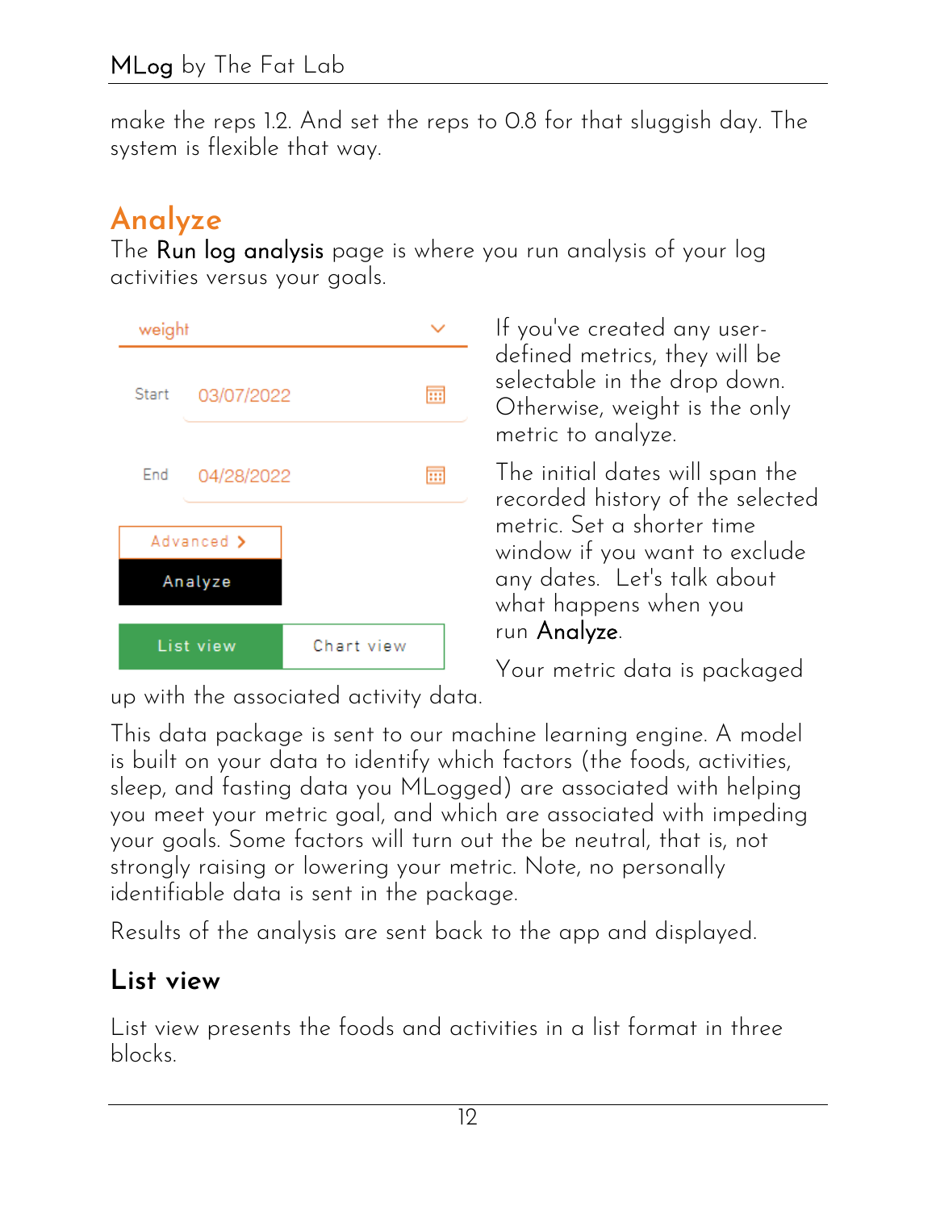make the reps 1.2. And set the reps to 0.8 for that sluggish day. The system is flexible that way.

## Analyze

The **Run log analysis** page is where you run analysis of your log activities versus your goals.

weight

Start 03/07/2022

End 04/28/2022

Advanced >

Analyze

List view | Chart view

If you've created any user-defined metrics, they will be selectable in the drop down. Otherwise, weight is the only metric to analyze.

The initial dates will span the recorded history of the selected metric. Set a shorter time window if you want to exclude any dates. Let's talk about what happens when you run **Analyze**.

Your metric data is packaged up with the associated activity data.

This data package is sent to our machine learning engine. A model is built on your data to identify which factors (the foods, activities, sleep, and fasting data you MLogged) are associated with helping you meet your metric goal, and which are associated with impeding your goals. Some factors will turn out the be neutral, that is, not strongly raising or lowering your metric. Note, no personally identifiable data is sent in the package.

Results of the analysis are sent back to the app and displayed.

### List view

List view presents the foods and activities in a list format in three blocks.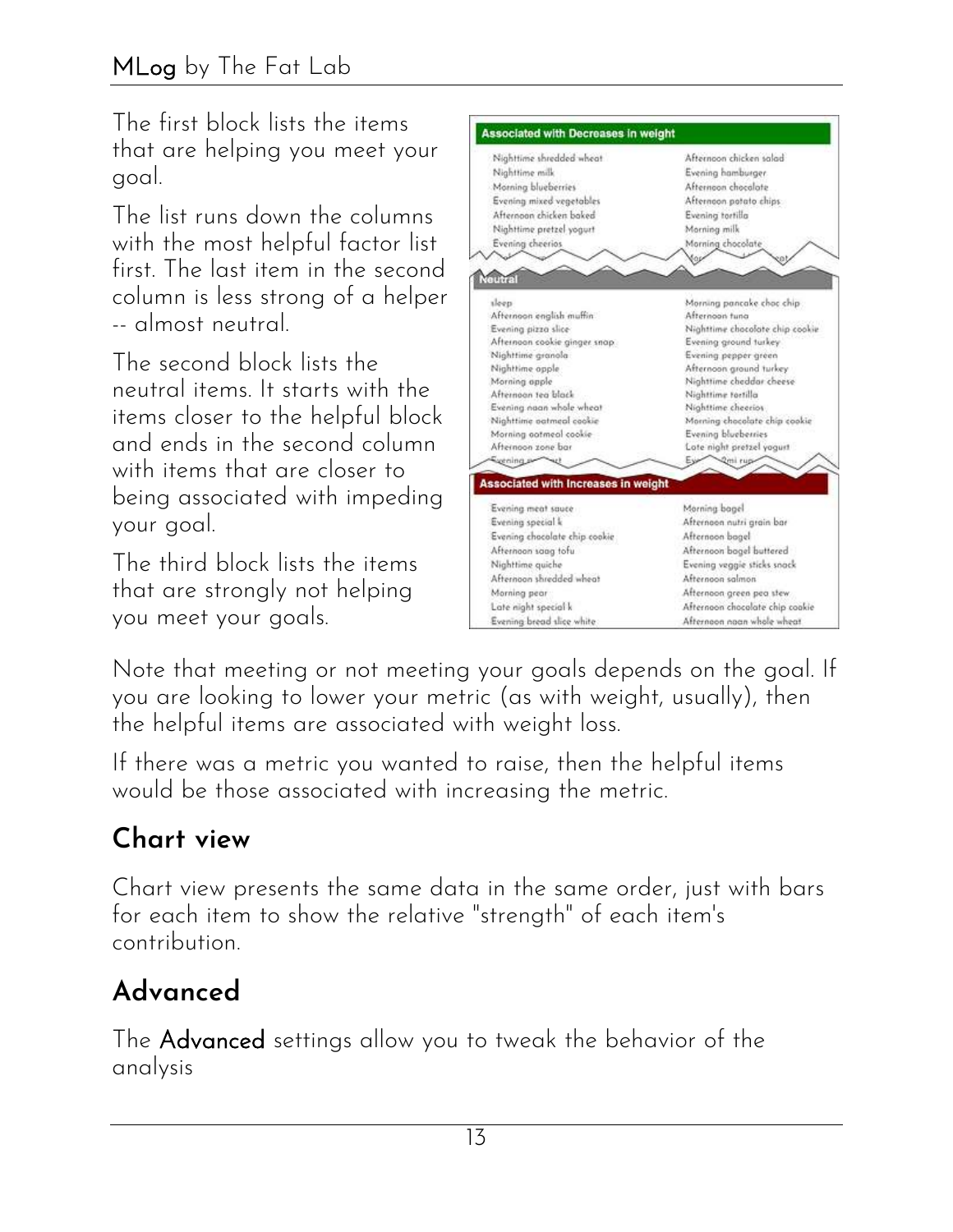The first block lists the items that are helping you meet your goal.

The list runs down the columns with the most helpful factor list first. The last item in the second column is less strong of a helper -- almost neutral.

The second block lists the neutral items. It starts with the items closer to the helpful block and ends in the second column with items that are closer to being associated with impeding your goal.

The third block lists the items that are strongly not helping you meet your goals.

**Associated with Decreases in weight**

| | |
|---|---|
| Nighttime shredded wheat | Afternoon chicken salad |
| Nighttime milk | Evening hamburger |
| Morning blueberries | Afternoon chocolate |
| Evening mixed vegetables | Afternoon potato chips |
| Afternoon chicken baked | Evening tortilla |
| Nighttime pretzel yogurt | Morning milk |
| Evening cheerios | Morning chocolate |

**Neutral**

| | |
|---|---|
| sleep | Morning pancake choc chip |
| Afternoon english muffin | Afternoon tuna |
| Evening pizza slice | Nighttime chocolate chip cookie |
| Afternoon cookie ginger snap | Evening ground turkey |
| Nighttime granola | Evening pepper green |
| Nighttime apple | Afternoon ground turkey |
| Morning apple | Nighttime cheddar cheese |
| Afternoon tea black | Nighttime tortilla |
| Evening naan whole wheat | Nighttime cheerios |
| Nighttime oatmeal cookie | Morning chocolate chip cookie |
| Morning oatmeal cookie | Evening blueberries |
| Afternoon zone bar | Late night pretzel yogurt |

**Associated with Increases in weight**

| | |
|---|---|
| Evening meat sauce | Morning bagel |
| Evening special k | Afternoon nutri grain bar |
| Evening chocolate chip cookie | Afternoon bagel |
| Afternoon saag tofu | Afternoon bagel buttered |
| Nighttime quiche | Evening veggie sticks snack |
| Afternoon shredded wheat | Afternoon salmon |
| Morning pear | Afternoon green pea stew |
| Late night special k | Afternoon chocolate chip cookie |
| Evening bread slice white | Afternoon naan whole wheat |

Note that meeting or not meeting your goals depends on the goal. If you are looking to lower your metric (as with weight, usually), then the helpful items are associated with weight loss.

If there was a metric you wanted to raise, then the helpful items would be those associated with increasing the metric.

## Chart view

Chart view presents the same data in the same order, just with bars for each item to show the relative "strength" of each item's contribution.

## Advanced

The **Advanced** settings allow you to tweak the behavior of the analysis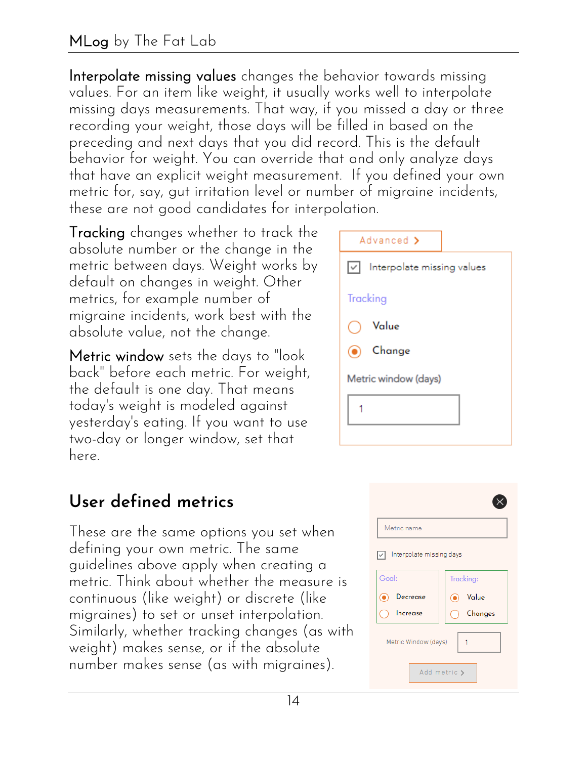**Interpolate missing values** changes the behavior towards missing values. For an item like weight, it usually works well to interpolate missing days measurements. That way, if you missed a day or three recording your weight, those days will be filled in based on the preceding and next days that you did record. This is the default behavior for weight. You can override that and only analyze days that have an explicit weight measurement. If you defined your own metric for, say, gut irritation level or number of migraine incidents, these are not good candidates for interpolation.

**Tracking** changes whether to track the absolute number or the change in the metric between days. Weight works by default on changes in weight. Other metrics, for example number of migraine incidents, work best with the absolute value, not the change.

**Metric window** sets the days to "look back" before each metric. For weight, the default is one day. That means today's weight is modeled against yesterday's eating. If you want to use two-day or longer window, set that here.

Advanced >

- [x] Interpolate missing values

Tracking

- ○ Value
- ◉ Change

Metric window (days)

1

## User defined metrics

These are the same options you set when defining your own metric. The same guidelines above apply when creating a metric. Think about whether the measure is continuous (like weight) or discrete (like migraines) to set or unset interpolation. Similarly, whether tracking changes (as with weight) makes sense, or if the absolute number makes sense (as with migraines).

Metric name

- [x] Interpolate missing days

Goal:

- ◉ Decrease
- ○ Increase

Tracking:

- ◉ Value
- ○ Changes

Metric Window (days) 1

Add metric >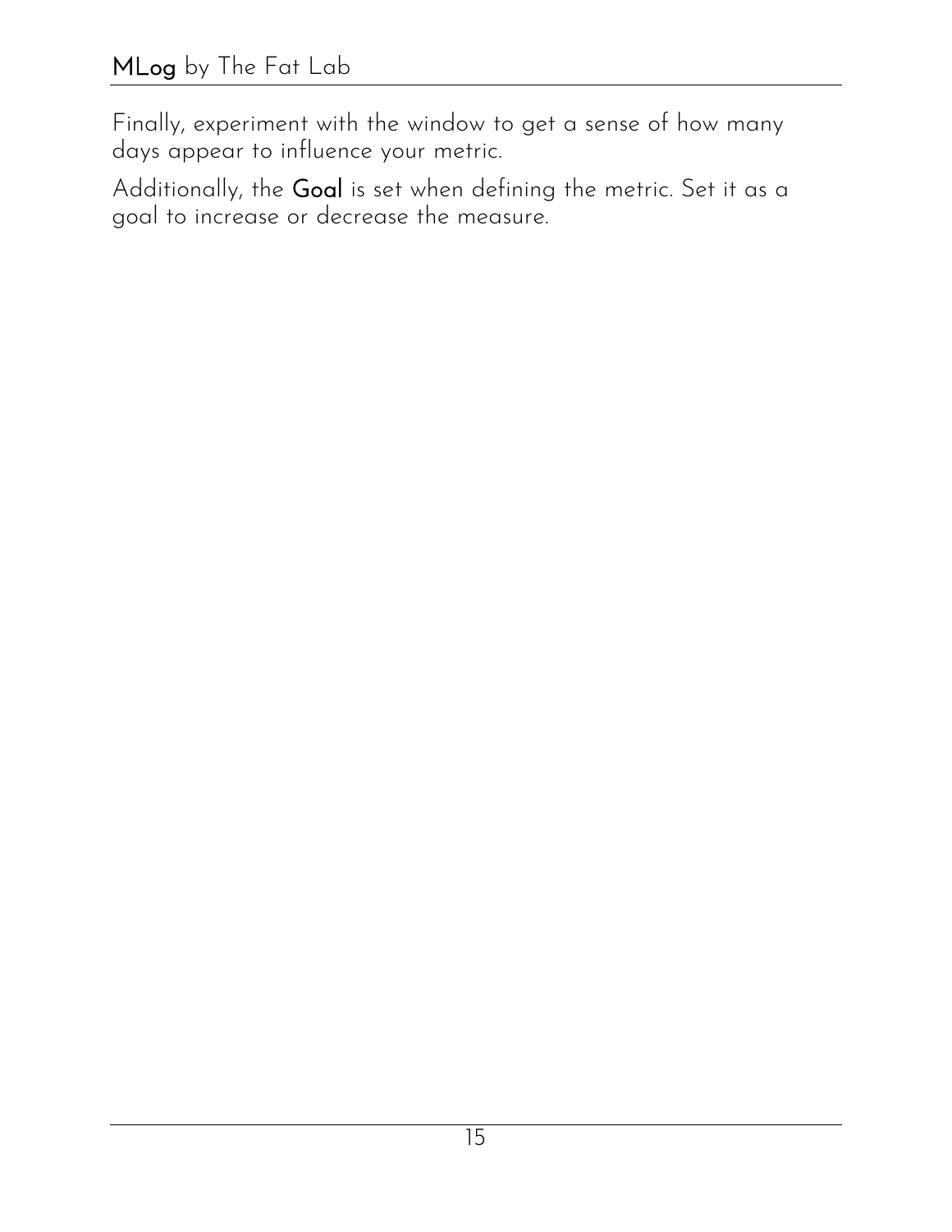Finally, experiment with the window to get a sense of how many days appear to influence your metric.

Additionally, the **Goal** is set when defining the metric. Set it as a goal to increase or decrease the measure.